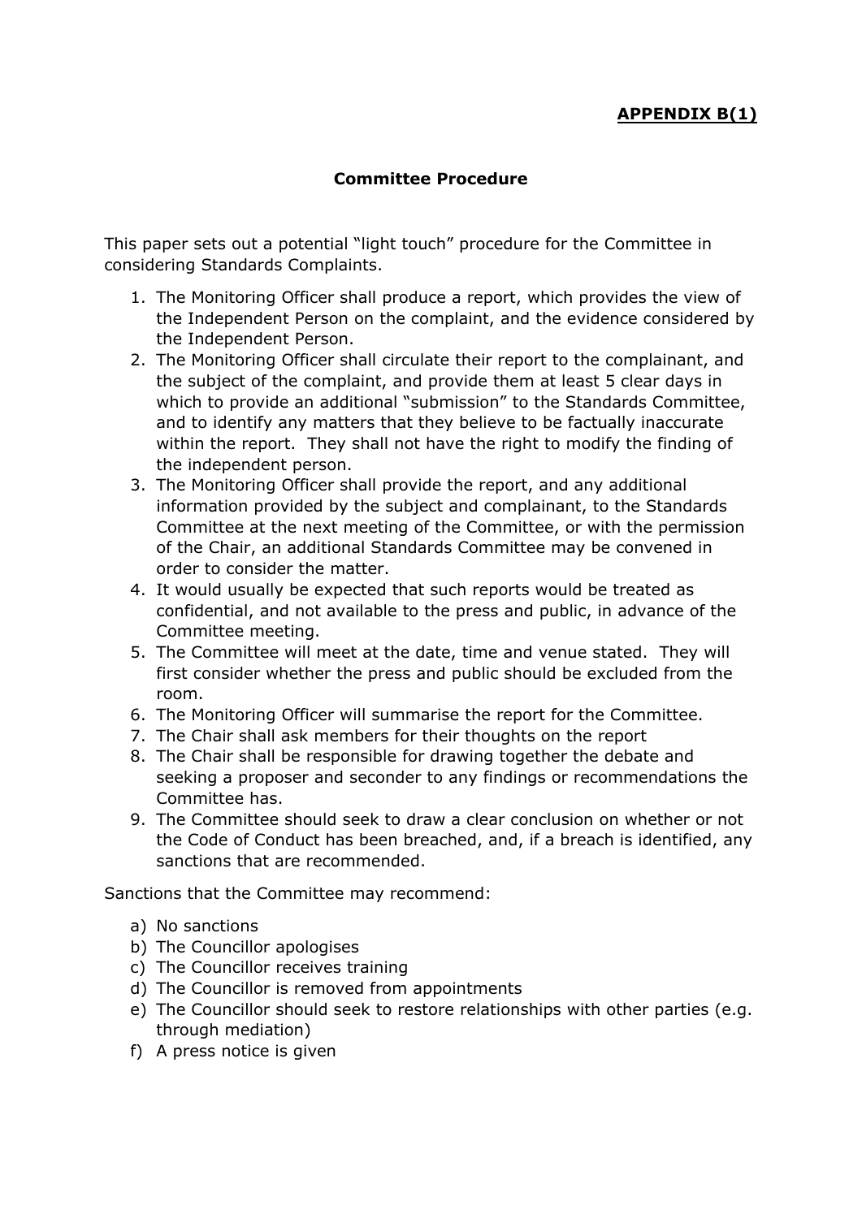**APPENDIX B(1)**

**Committee Procedure**

This paper sets out a potential "light touch" procedure for the Committee in considering Standards Complaints.

1. The Monitoring Officer shall produce a report, which provides the view of the Independent Person on the complaint, and the evidence considered by the Independent Person.
2. The Monitoring Officer shall circulate their report to the complainant, and the subject of the complaint, and provide them at least 5 clear days in which to provide an additional "submission" to the Standards Committee, and to identify any matters that they believe to be factually inaccurate within the report. They shall not have the right to modify the finding of the independent person.
3. The Monitoring Officer shall provide the report, and any additional information provided by the subject and complainant, to the Standards Committee at the next meeting of the Committee, or with the permission of the Chair, an additional Standards Committee may be convened in order to consider the matter.
4. It would usually be expected that such reports would be treated as confidential, and not available to the press and public, in advance of the Committee meeting.
5. The Committee will meet at the date, time and venue stated. They will first consider whether the press and public should be excluded from the room.
6. The Monitoring Officer will summarise the report for the Committee.
7. The Chair shall ask members for their thoughts on the report
8. The Chair shall be responsible for drawing together the debate and seeking a proposer and seconder to any findings or recommendations the Committee has.
9. The Committee should seek to draw a clear conclusion on whether or not the Code of Conduct has been breached, and, if a breach is identified, any sanctions that are recommended.

Sanctions that the Committee may recommend:

a) No sanctions
b) The Councillor apologises
c) The Councillor receives training
d) The Councillor is removed from appointments
e) The Councillor should seek to restore relationships with other parties (e.g. through mediation)
f) A press notice is given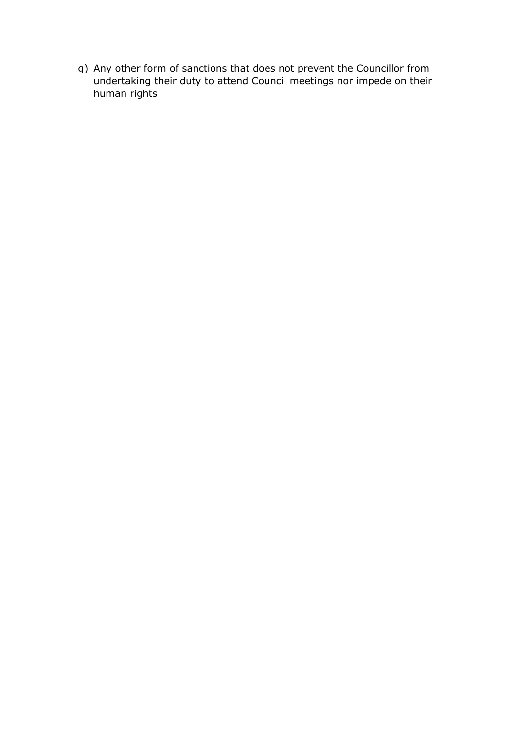g) Any other form of sanctions that does not prevent the Councillor from undertaking their duty to attend Council meetings nor impede on their human rights